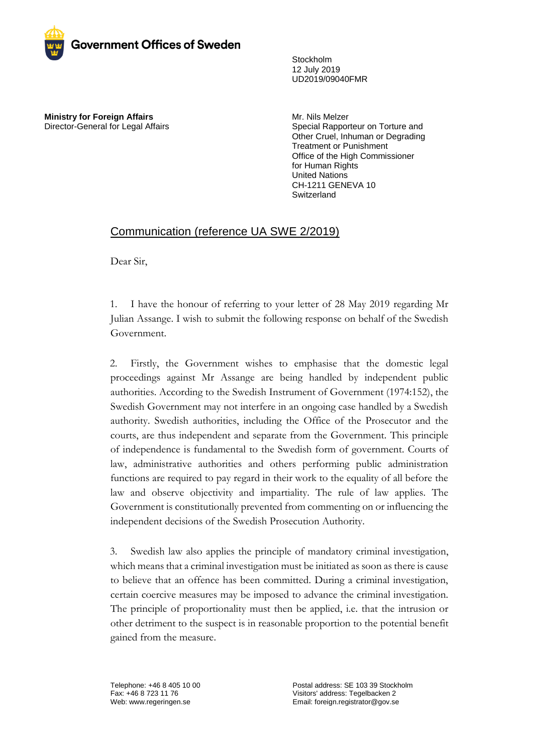**Government Offices of Sweden**

Stockholm
12 July 2019
UD2019/09040FMR

**Ministry for Foreign Affairs**
Director-General for Legal Affairs

Mr. Nils Melzer
Special Rapporteur on Torture and Other Cruel, Inhuman or Degrading Treatment or Punishment
Office of the High Commissioner for Human Rights
United Nations
CH-1211 GENEVA 10
Switzerland

## Communication (reference UA SWE 2/2019)

Dear Sir,

1. I have the honour of referring to your letter of 28 May 2019 regarding Mr Julian Assange. I wish to submit the following response on behalf of the Swedish Government.

2. Firstly, the Government wishes to emphasise that the domestic legal proceedings against Mr Assange are being handled by independent public authorities. According to the Swedish Instrument of Government (1974:152), the Swedish Government may not interfere in an ongoing case handled by a Swedish authority. Swedish authorities, including the Office of the Prosecutor and the courts, are thus independent and separate from the Government. This principle of independence is fundamental to the Swedish form of government. Courts of law, administrative authorities and others performing public administration functions are required to pay regard in their work to the equality of all before the law and observe objectivity and impartiality. The rule of law applies. The Government is constitutionally prevented from commenting on or influencing the independent decisions of the Swedish Prosecution Authority.

3. Swedish law also applies the principle of mandatory criminal investigation, which means that a criminal investigation must be initiated as soon as there is cause to believe that an offence has been committed. During a criminal investigation, certain coercive measures may be imposed to advance the criminal investigation. The principle of proportionality must then be applied, i.e. that the intrusion or other detriment to the suspect is in reasonable proportion to the potential benefit gained from the measure.

Telephone: +46 8 405 10 00
Fax: +46 8 723 11 76
Web: www.regeringen.se

Postal address: SE 103 39 Stockholm
Visitors' address: Tegelbacken 2
Email: foreign.registrator@gov.se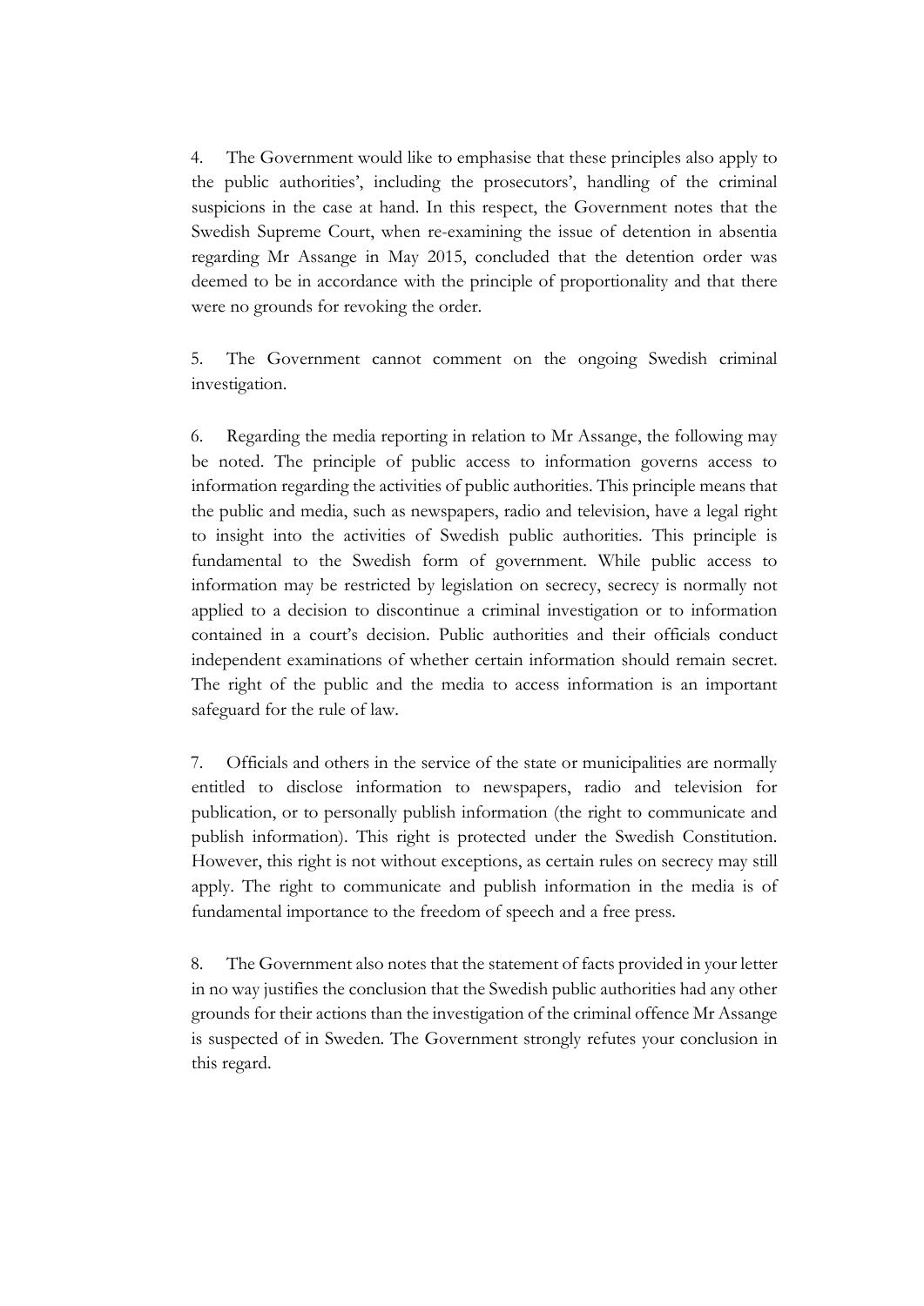4. The Government would like to emphasise that these principles also apply to the public authorities', including the prosecutors', handling of the criminal suspicions in the case at hand. In this respect, the Government notes that the Swedish Supreme Court, when re-examining the issue of detention in absentia regarding Mr Assange in May 2015, concluded that the detention order was deemed to be in accordance with the principle of proportionality and that there were no grounds for revoking the order.

5. The Government cannot comment on the ongoing Swedish criminal investigation.

6. Regarding the media reporting in relation to Mr Assange, the following may be noted. The principle of public access to information governs access to information regarding the activities of public authorities. This principle means that the public and media, such as newspapers, radio and television, have a legal right to insight into the activities of Swedish public authorities. This principle is fundamental to the Swedish form of government. While public access to information may be restricted by legislation on secrecy, secrecy is normally not applied to a decision to discontinue a criminal investigation or to information contained in a court's decision. Public authorities and their officials conduct independent examinations of whether certain information should remain secret. The right of the public and the media to access information is an important safeguard for the rule of law.

7. Officials and others in the service of the state or municipalities are normally entitled to disclose information to newspapers, radio and television for publication, or to personally publish information (the right to communicate and publish information). This right is protected under the Swedish Constitution. However, this right is not without exceptions, as certain rules on secrecy may still apply. The right to communicate and publish information in the media is of fundamental importance to the freedom of speech and a free press.

8. The Government also notes that the statement of facts provided in your letter in no way justifies the conclusion that the Swedish public authorities had any other grounds for their actions than the investigation of the criminal offence Mr Assange is suspected of in Sweden. The Government strongly refutes your conclusion in this regard.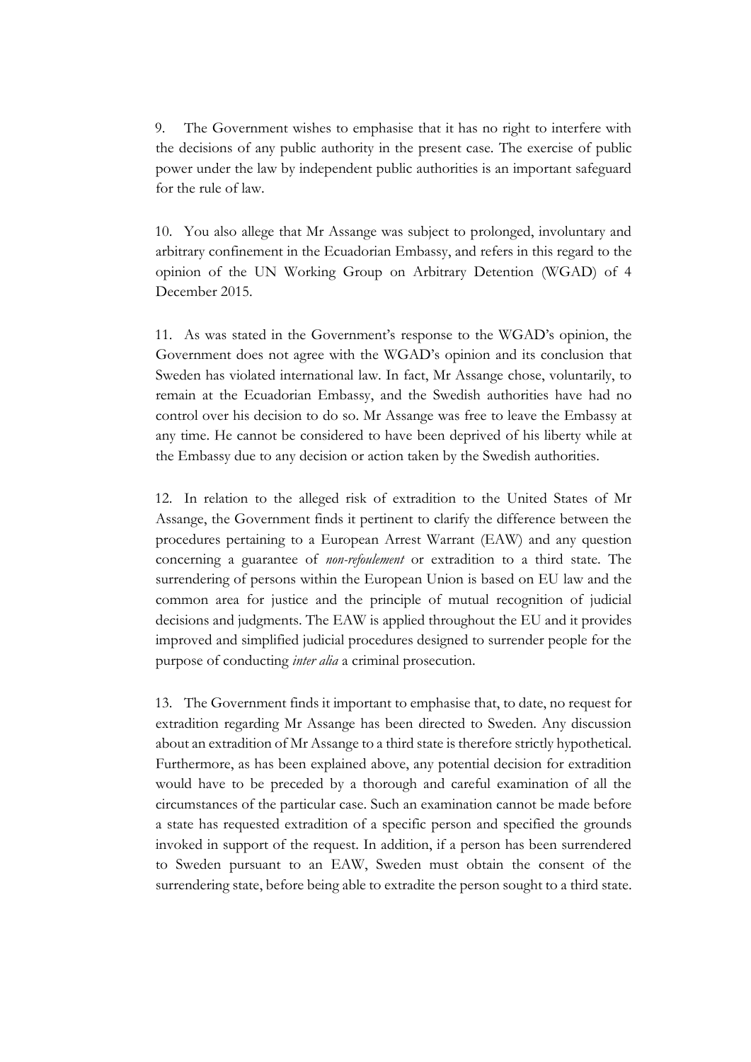9. The Government wishes to emphasise that it has no right to interfere with the decisions of any public authority in the present case. The exercise of public power under the law by independent public authorities is an important safeguard for the rule of law.

10. You also allege that Mr Assange was subject to prolonged, involuntary and arbitrary confinement in the Ecuadorian Embassy, and refers in this regard to the opinion of the UN Working Group on Arbitrary Detention (WGAD) of 4 December 2015.

11. As was stated in the Government's response to the WGAD's opinion, the Government does not agree with the WGAD's opinion and its conclusion that Sweden has violated international law. In fact, Mr Assange chose, voluntarily, to remain at the Ecuadorian Embassy, and the Swedish authorities have had no control over his decision to do so. Mr Assange was free to leave the Embassy at any time. He cannot be considered to have been deprived of his liberty while at the Embassy due to any decision or action taken by the Swedish authorities.

12. In relation to the alleged risk of extradition to the United States of Mr Assange, the Government finds it pertinent to clarify the difference between the procedures pertaining to a European Arrest Warrant (EAW) and any question concerning a guarantee of *non-refoulement* or extradition to a third state. The surrendering of persons within the European Union is based on EU law and the common area for justice and the principle of mutual recognition of judicial decisions and judgments. The EAW is applied throughout the EU and it provides improved and simplified judicial procedures designed to surrender people for the purpose of conducting *inter alia* a criminal prosecution.

13. The Government finds it important to emphasise that, to date, no request for extradition regarding Mr Assange has been directed to Sweden. Any discussion about an extradition of Mr Assange to a third state is therefore strictly hypothetical. Furthermore, as has been explained above, any potential decision for extradition would have to be preceded by a thorough and careful examination of all the circumstances of the particular case. Such an examination cannot be made before a state has requested extradition of a specific person and specified the grounds invoked in support of the request. In addition, if a person has been surrendered to Sweden pursuant to an EAW, Sweden must obtain the consent of the surrendering state, before being able to extradite the person sought to a third state.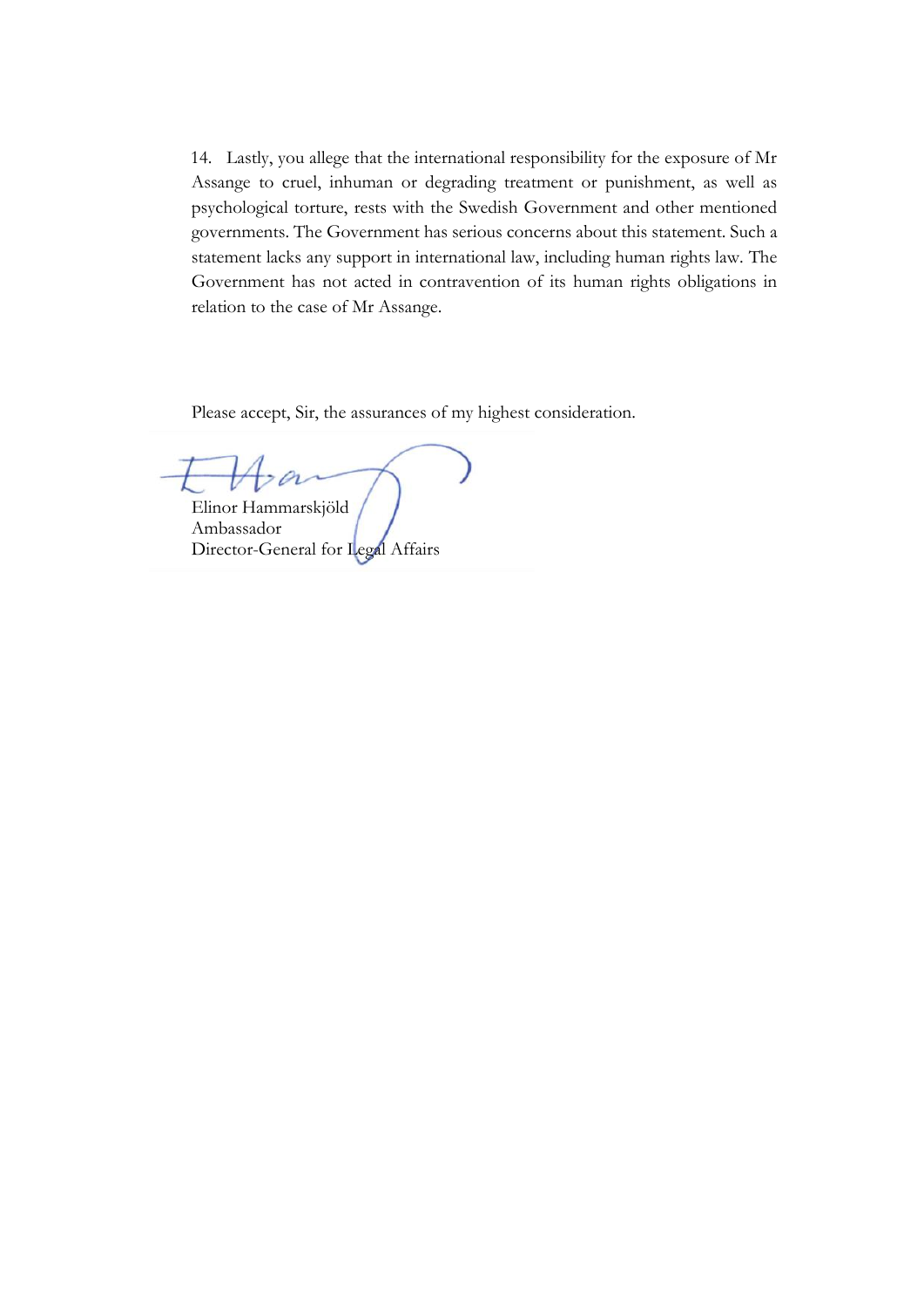14. Lastly, you allege that the international responsibility for the exposure of Mr Assange to cruel, inhuman or degrading treatment or punishment, as well as psychological torture, rests with the Swedish Government and other mentioned governments. The Government has serious concerns about this statement. Such a statement lacks any support in international law, including human rights law. The Government has not acted in contravention of its human rights obligations in relation to the case of Mr Assange.

Please accept, Sir, the assurances of my highest consideration.

Elinor Hammarskjöld
Ambassador
Director-General for Legal Affairs